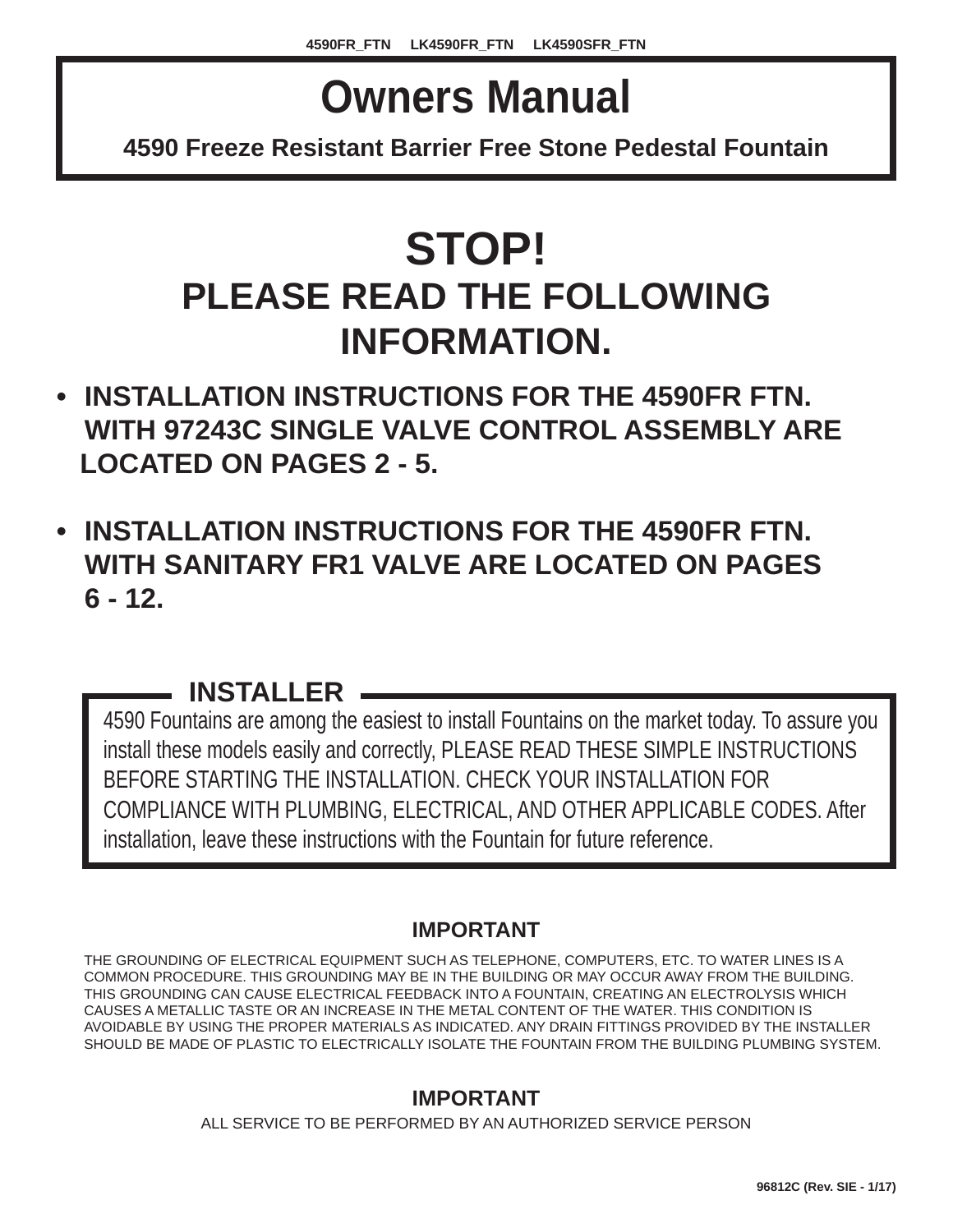4590FR_FTN LK4590FR_FTN LK4590SFR_FTN

# Owners Manual

**4590 Freeze Resistant Barrier Free Stone Pedestal Fountain**

# STOP!

## PLEASE READ THE FOLLOWING INFORMATION.

- **INSTALLATION INSTRUCTIONS FOR THE 4590FR FTN. WITH 97243C SINGLE VALVE CONTROL ASSEMBLY ARE LOCATED ON PAGES 2 - 5.**

- **INSTALLATION INSTRUCTIONS FOR THE 4590FR FTN. WITH SANITARY FR1 VALVE ARE LOCATED ON PAGES 6 - 12.**

### INSTALLER

4590 Fountains are among the easiest to install Fountains on the market today. To assure you install these models easily and correctly, PLEASE READ THESE SIMPLE INSTRUCTIONS BEFORE STARTING THE INSTALLATION. CHECK YOUR INSTALLATION FOR COMPLIANCE WITH PLUMBING, ELECTRICAL, AND OTHER APPLICABLE CODES. After installation, leave these instructions with the Fountain for future reference.

### IMPORTANT

THE GROUNDING OF ELECTRICAL EQUIPMENT SUCH AS TELEPHONE, COMPUTERS, ETC. TO WATER LINES IS A COMMON PROCEDURE. THIS GROUNDING MAY BE IN THE BUILDING OR MAY OCCUR AWAY FROM THE BUILDING. THIS GROUNDING CAN CAUSE ELECTRICAL FEEDBACK INTO A FOUNTAIN, CREATING AN ELECTROLYSIS WHICH CAUSES A METALLIC TASTE OR AN INCREASE IN THE METAL CONTENT OF THE WATER. THIS CONDITION IS AVOIDABLE BY USING THE PROPER MATERIALS AS INDICATED. ANY DRAIN FITTINGS PROVIDED BY THE INSTALLER SHOULD BE MADE OF PLASTIC TO ELECTRICALLY ISOLATE THE FOUNTAIN FROM THE BUILDING PLUMBING SYSTEM.

### IMPORTANT

ALL SERVICE TO BE PERFORMED BY AN AUTHORIZED SERVICE PERSON

96812C (Rev. SIE - 1/17)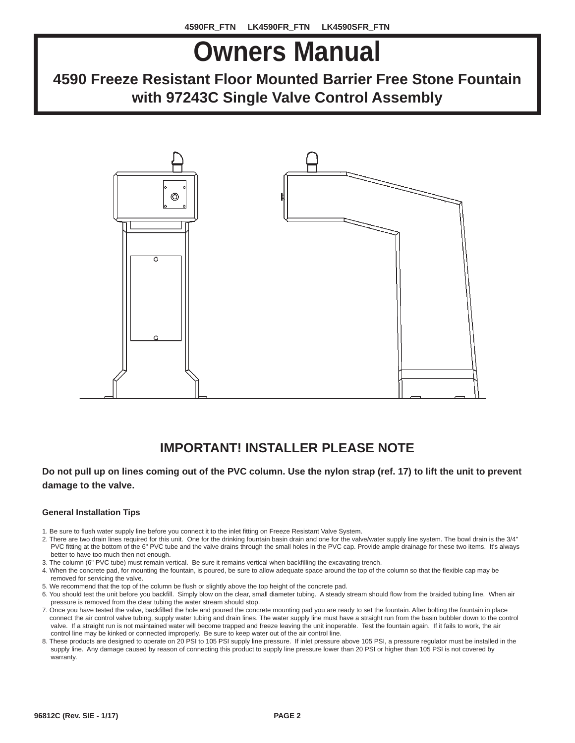4590FR_FTN LK4590FR_FTN LK4590SFR_FTN

# Owners Manual

## 4590 Freeze Resistant Floor Mounted Barrier Free Stone Fountain with 97243C Single Valve Control Assembly

## IMPORTANT! INSTALLER PLEASE NOTE

**Do not pull up on lines coming out of the PVC column. Use the nylon strap (ref. 17) to lift the unit to prevent damage to the valve.**

### General Installation Tips

1. Be sure to flush water supply line before you connect it to the inlet fitting on Freeze Resistant Valve System.
2. There are two drain lines required for this unit. One for the drinking fountain basin drain and one for the valve/water supply line system. The bowl drain is the 3/4" PVC fitting at the bottom of the 6" PVC tube and the valve drains through the small holes in the PVC cap. Provide ample drainage for these two items. It's always better to have too much then not enough.
3. The column (6" PVC tube) must remain vertical. Be sure it remains vertical when backfilling the excavating trench.
4. When the concrete pad, for mounting the fountain, is poured, be sure to allow adequate space around the top of the column so that the flexible cap may be removed for servicing the valve.
5. We recommend that the top of the column be flush or slightly above the top height of the concrete pad.
6. You should test the unit before you backfill. Simply blow on the clear, small diameter tubing. A steady stream should flow from the braided tubing line. When air pressure is removed from the clear tubing the water stream should stop.
7. Once you have tested the valve, backfilled the hole and poured the concrete mounting pad you are ready to set the fountain. After bolting the fountain in place connect the air control valve tubing, supply water tubing and drain lines. The water supply line must have a straight run from the basin bubbler down to the control valve. If a straight run is not maintained water will become trapped and freeze leaving the unit inoperable. Test the fountain again. If it fails to work, the air control line may be kinked or connected improperly. Be sure to keep water out of the air control line.
8. These products are designed to operate on 20 PSI to 105 PSI supply line pressure. If inlet pressure above 105 PSI, a pressure regulator must be installed in the supply line. Any damage caused by reason of connecting this product to supply line pressure lower than 20 PSI or higher than 105 PSI is not covered by warranty.

96812C (Rev. SIE - 1/17)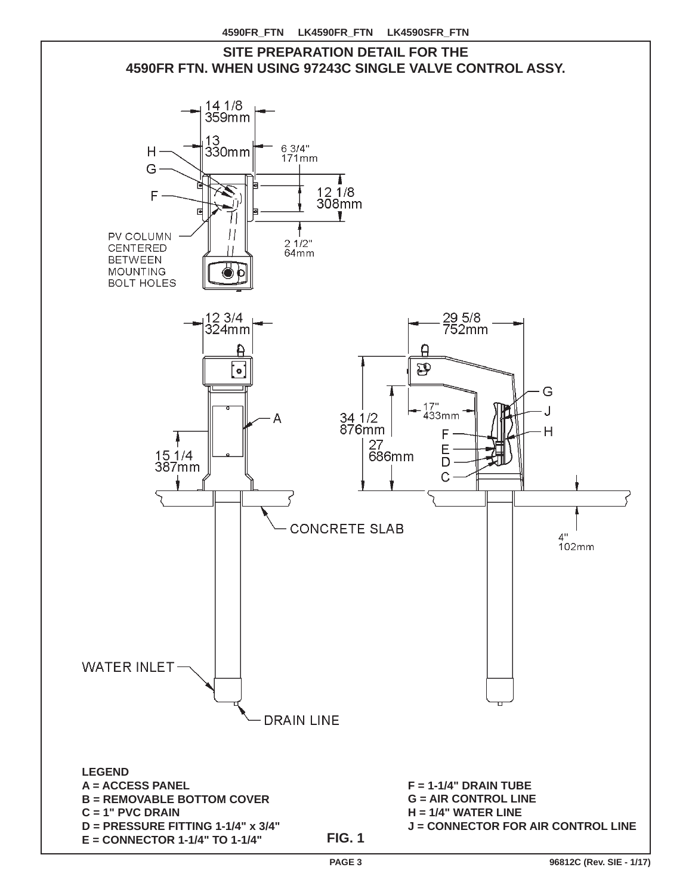## SITE PREPARATION DETAIL FOR THE 4590FR FTN. WHEN USING 97243C SINGLE VALVE CONTROL ASSY.

14 1/8
359mm

13
330mm

6 3/4"
171mm

12 1/8
308mm

2 1/2"
64mm

H

G

F

PV COLUMN CENTERED BETWEEN MOUNTING BOLT HOLES

12 3/4
324mm

A

15 1/4
387mm

CONCRETE SLAB

WATER INLET

DRAIN LINE

29 5/8
752mm

17"
433mm

34 1/2
876mm

27
686mm

4"
102mm

G

J

H

F

E

D

C

**LEGEND**

**A = ACCESS PANEL**
**B = REMOVABLE BOTTOM COVER**
**C = 1" PVC DRAIN**
**D = PRESSURE FITTING 1-1/4" x 3/4"**
**E = CONNECTOR 1-1/4" TO 1-1/4"**
**F = 1-1/4" DRAIN TUBE**
**G = AIR CONTROL LINE**
**H = 1/4" WATER LINE**
**J = CONNECTOR FOR AIR CONTROL LINE**

**FIG. 1**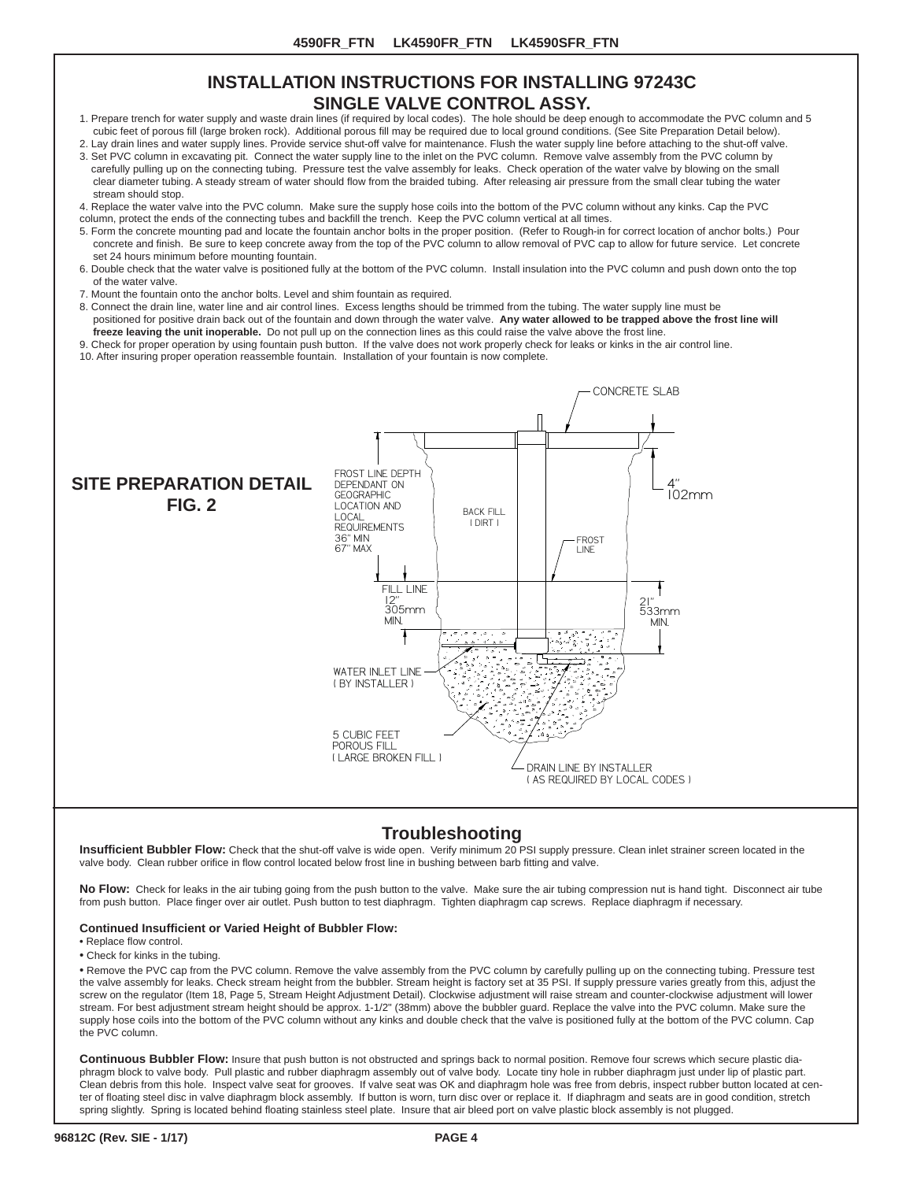# INSTALLATION INSTRUCTIONS FOR INSTALLING 97243C SINGLE VALVE CONTROL ASSY.

1. Prepare trench for water supply and waste drain lines (if required by local codes). The hole should be deep enough to accommodate the PVC column and 5 cubic feet of porous fill (large broken rock). Additional porous fill may be required due to local ground conditions. (See Site Preparation Detail below).
2. Lay drain lines and water supply lines. Provide service shut-off valve for maintenance. Flush the water supply line before attaching to the shut-off valve.
3. Set PVC column in excavating pit. Connect the water supply line to the inlet on the PVC column. Remove valve assembly from the PVC column by carefully pulling up on the connecting tubing. Pressure test the valve assembly for leaks. Check operation of the water valve by blowing on the small clear diameter tubing. A steady stream of water should flow from the braided tubing. After releasing air pressure from the small clear tubing the water stream should stop.
4. Replace the water valve into the PVC column. Make sure the supply hose coils into the bottom of the PVC column without any kinks. Cap the PVC column, protect the ends of the connecting tubes and backfill the trench. Keep the PVC column vertical at all times.
5. Form the concrete mounting pad and locate the fountain anchor bolts in the proper position. (Refer to Rough-in for correct location of anchor bolts.) Pour concrete and finish. Be sure to keep concrete away from the top of the PVC column to allow removal of PVC cap to allow for future service. Let concrete set 24 hours minimum before mounting fountain.
6. Double check that the water valve is positioned fully at the bottom of the PVC column. Install insulation into the PVC column and push down onto the top of the water valve.
7. Mount the fountain onto the anchor bolts. Level and shim fountain as required.
8. Connect the drain line, water line and air control lines. Excess lengths should be trimmed from the tubing. The water supply line must be positioned for positive drain back out of the fountain and down through the water valve. **Any water allowed to be trapped above the frost line will freeze leaving the unit inoperable.** Do not pull up on the connection lines as this could raise the valve above the frost line.
9. Check for proper operation by using fountain push button. If the valve does not work properly check for leaks or kinks in the air control line.
10. After insuring proper operation reassemble fountain. Installation of your fountain is now complete.

## SITE PREPARATION DETAIL FIG. 2

CONCRETE SLAB

FROST LINE DEPTH DEPENDANT ON GEOGRAPHIC LOCATION AND LOCAL REQUIREMENTS 36" MIN 67" MAX

BACK FILL (DIRT)

FROST LINE

4" 102mm

FILL LINE 12" 305mm MIN.

21" 533mm MIN.

WATER INLET LINE (BY INSTALLER)

5 CUBIC FEET POROUS FILL (LARGE BROKEN FILL)

DRAIN LINE BY INSTALLER (AS REQUIRED BY LOCAL CODES)

## Troubleshooting

**Insufficient Bubbler Flow:** Check that the shut-off valve is wide open. Verify minimum 20 PSI supply pressure. Clean inlet strainer screen located in the valve body. Clean rubber orifice in flow control located below frost line in bushing between barb fitting and valve.

**No Flow:** Check for leaks in the air tubing going from the push button to the valve. Make sure the air tubing compression nut is hand tight. Disconnect air tube from push button. Place finger over air outlet. Push button to test diaphragm. Tighten diaphragm cap screws. Replace diaphragm if necessary.

**Continued Insufficient or Varied Height of Bubbler Flow:**

- Replace flow control.
- Check for kinks in the tubing.
- Remove the PVC cap from the PVC column. Remove the valve assembly from the PVC column by carefully pulling up on the connecting tubing. Pressure test the valve assembly for leaks. Check stream height from the bubbler. Stream height is factory set at 35 PSI. If supply pressure varies greatly from this, adjust the screw on the regulator (Item 18, Page 5, Stream Height Adjustment Detail). Clockwise adjustment will raise stream and counter-clockwise adjustment will lower stream. For best adjustment stream height should be approx. 1-1/2" (38mm) above the bubbler guard. Replace the valve into the PVC column. Make sure the supply hose coils into the bottom of the PVC column without any kinks and double check that the valve is positioned fully at the bottom of the PVC column. Cap the PVC column.

**Continuous Bubbler Flow:** Insure that push button is not obstructed and springs back to normal position. Remove four screws which secure plastic diaphragm block to valve body. Pull plastic and rubber diaphragm assembly out of valve body. Locate tiny hole in rubber diaphragm just under lip of plastic part. Clean debris from this hole. Inspect valve seat for grooves. If valve seat was OK and diaphragm hole was free from debris, inspect rubber button located at center of floating steel disc in valve diaphragm block assembly. If button is worn, turn disc over or replace it. If diaphragm and seats are in good condition, stretch spring slightly. Spring is located behind floating stainless steel plate. Insure that air bleed port on valve plastic block assembly is not plugged.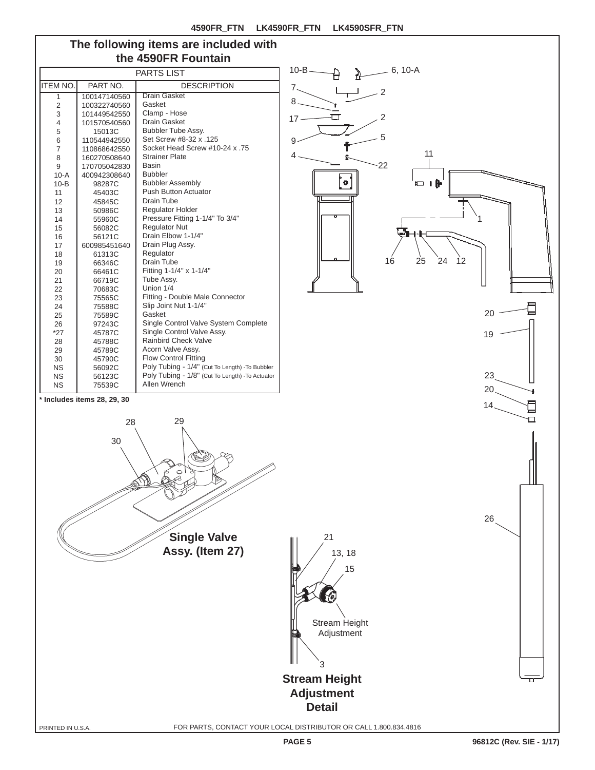## The following items are included with the 4590FR Fountain

| PARTS LIST | | |
|---|---|---|
| ITEM NO. | PART NO. | DESCRIPTION |
| 1 | 100147140560 | Drain Gasket |
| 2 | 100322740560 | Gasket |
| 3 | 101449542550 | Clamp - Hose |
| 4 | 101570540560 | Drain Gasket |
| 5 | 15013C | Bubbler Tube Assy. |
| 6 | 110544942550 | Set Screw #8-32 x .125 |
| 7 | 110868642550 | Socket Head Screw #10-24 x .75 |
| 8 | 160270508640 | Strainer Plate |
| 9 | 170705042830 | Basin |
| 10-A | 400942308640 | Bubbler |
| 10-B | 98287C | Bubbler Assembly |
| 11 | 45403C | Push Button Actuator |
| 12 | 45845C | Drain Tube |
| 13 | 50986C | Regulator Holder |
| 14 | 55960C | Pressure Fitting 1-1/4" To 3/4" |
| 15 | 56082C | Regulator Nut |
| 16 | 56121C | Drain Elbow 1-1/4" |
| 17 | 600985451640 | Drain Plug Assy. |
| 18 | 61313C | Regulator |
| 19 | 66346C | Drain Tube |
| 20 | 66461C | Fitting 1-1/4" x 1-1/4" |
| 21 | 66719C | Tube Assy. |
| 22 | 70683C | Union 1/4 |
| 23 | 75565C | Fitting - Double Male Connector |
| 24 | 75588C | Slip Joint Nut 1-1/4" |
| 25 | 75589C | Gasket |
| 26 | 97243C | Single Control Valve System Complete |
| *27 | 45787C | Single Control Valve Assy. |
| 28 | 45788C | Rainbird Check Valve |
| 29 | 45789C | Acorn Valve Assy. |
| 30 | 45790C | Flow Control Fitting |
| NS | 56092C | Poly Tubing - 1/4" (Cut To Length) -To Bubbler |
| NS | 56123C | Poly Tubing - 1/8" (Cut To Length) -To Actuator |
| NS | 75539C | Allen Wrench |

**\* Includes items 28, 29, 30**

**Single Valve Assy. (Item 27)**

Stream Height Adjustment

**Stream Height Adjustment Detail**

FOR PARTS, CONTACT YOUR LOCAL DISTRIBUTOR OR CALL 1.800.834.4816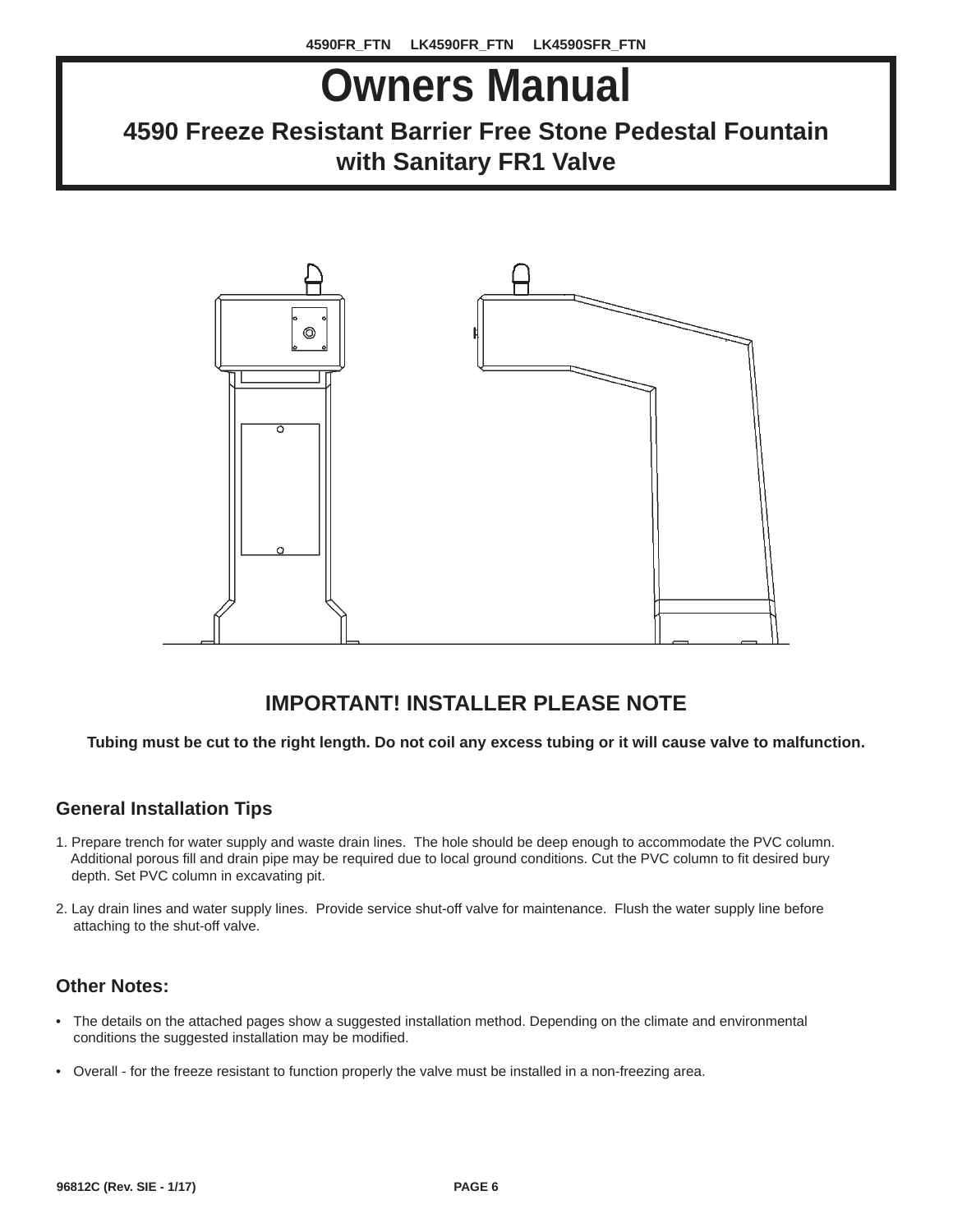# Owners Manual

## 4590 Freeze Resistant Barrier Free Stone Pedestal Fountain with Sanitary FR1 Valve

### IMPORTANT! INSTALLER PLEASE NOTE

**Tubing must be cut to the right length. Do not coil any excess tubing or it will cause valve to malfunction.**

### General Installation Tips

1. Prepare trench for water supply and waste drain lines. The hole should be deep enough to accommodate the PVC column. Additional porous fill and drain pipe may be required due to local ground conditions. Cut the PVC column to fit desired bury depth. Set PVC column in excavating pit.

2. Lay drain lines and water supply lines. Provide service shut-off valve for maintenance. Flush the water supply line before attaching to the shut-off valve.

### Other Notes:

- The details on the attached pages show a suggested installation method. Depending on the climate and environmental conditions the suggested installation may be modified.

- Overall - for the freeze resistant to function properly the valve must be installed in a non-freezing area.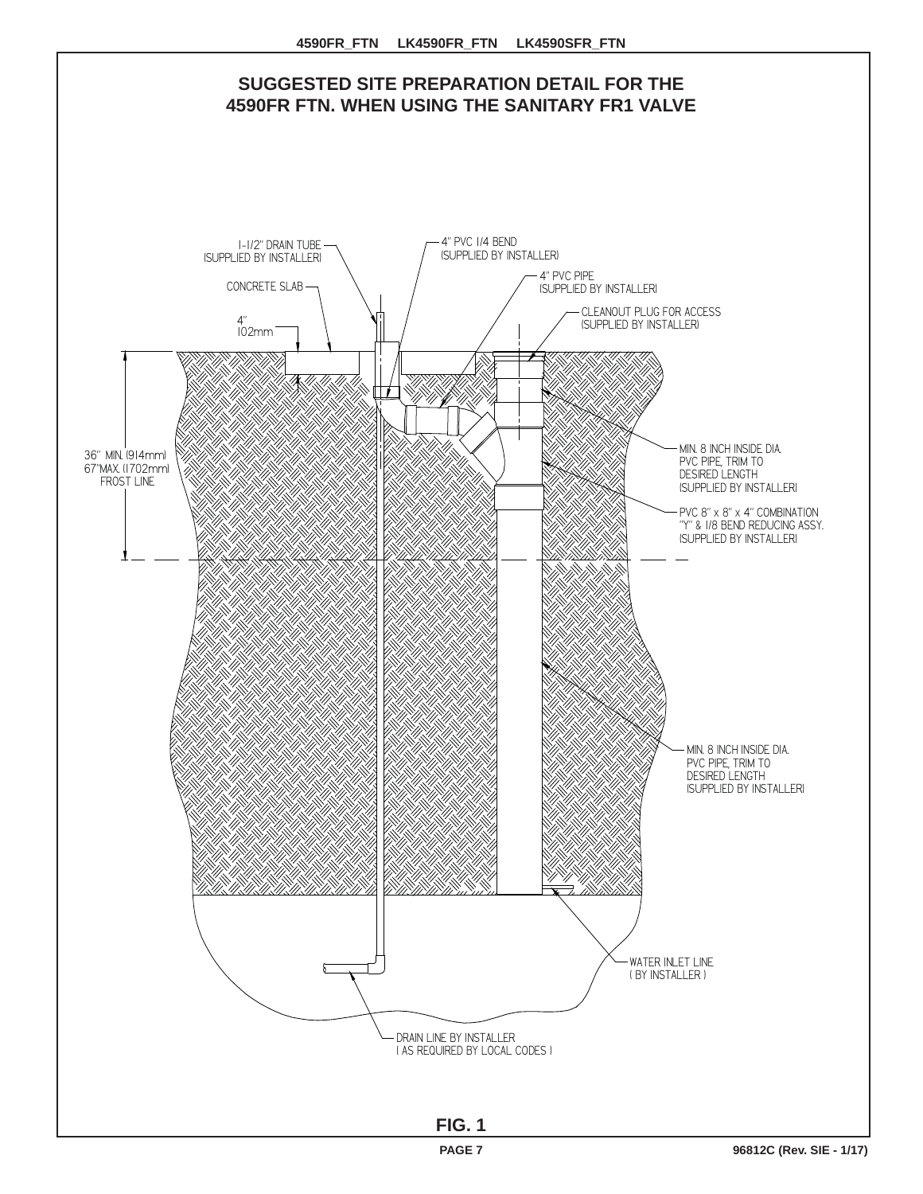# SUGGESTED SITE PREPARATION DETAIL FOR THE 4590FR FTN. WHEN USING THE SANITARY FR1 VALVE

1-1/2" DRAIN TUBE
(SUPPLIED BY INSTALLER)

CONCRETE SLAB

4"
102mm

4" PVC 1/4 BEND
(SUPPLIED BY INSTALLER)

4" PVC PIPE
(SUPPLIED BY INSTALLER)

CLEANOUT PLUG FOR ACCESS
(SUPPLIED BY INSTALLER)

36" MIN. (914mm)
67" MAX. (1702mm)
FROST LINE

MIN. 8 INCH INSIDE DIA.
PVC PIPE, TRIM TO
DESIRED LENGTH
(SUPPLIED BY INSTALLER)

PVC 8" x 8" x 4" COMBINATION
"Y" & 1/8 BEND REDUCING ASSY.
(SUPPLIED BY INSTALLER)

MIN. 8 INCH INSIDE DIA.
PVC PIPE, TRIM TO
DESIRED LENGTH
(SUPPLIED BY INSTALLER)

WATER INLET LINE
( BY INSTALLER )

DRAIN LINE BY INSTALLER
( AS REQUIRED BY LOCAL CODES )

**FIG. 1**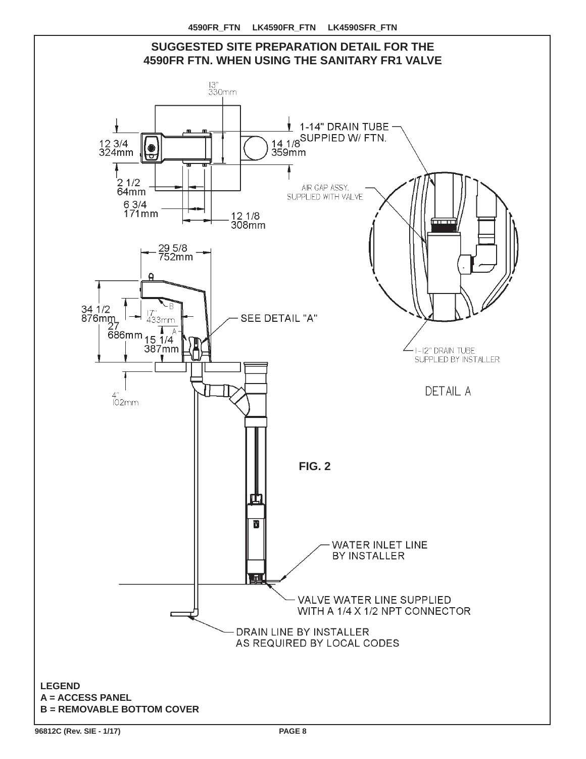## SUGGESTED SITE PREPARATION DETAIL FOR THE 4590FR FTN. WHEN USING THE SANITARY FR1 VALVE

13"
330mm

12 3/4
324mm

14 1/8
359mm

1-14" DRAIN TUBE SUPPIED W/ FTN.

2 1/2
64mm

6 3/4
171mm

12 1/8
308mm

AIR GAP ASSY. SUPPLIED WITH VALVE

29 5/8
752mm

34 1/2
876mm

27
686mm

17"
433mm

15 1/4
387mm

4"
102mm

SEE DETAIL "A"

1-12" DRAIN TUBE SUPPLIED BY INSTALLER

DETAIL A

**FIG. 2**

WATER INLET LINE BY INSTALLER

VALVE WATER LINE SUPPLIED WITH A 1/4 X 1/2 NPT CONNECTOR

DRAIN LINE BY INSTALLER AS REQUIRED BY LOCAL CODES

**LEGEND**
**A = ACCESS PANEL**
**B = REMOVABLE BOTTOM COVER**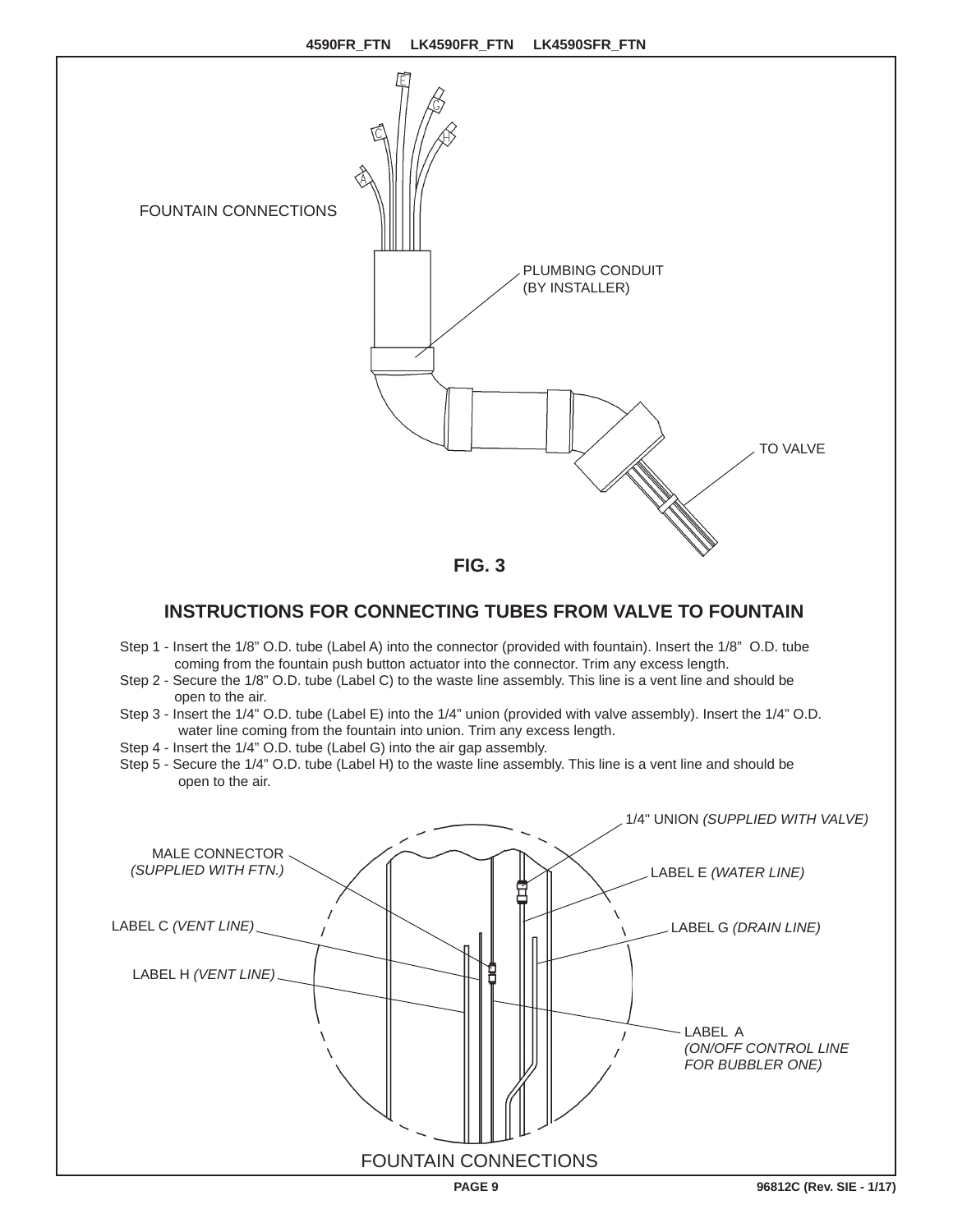FOUNTAIN CONNECTIONS

PLUMBING CONDUIT (BY INSTALLER)

TO VALVE

**FIG. 3**

## INSTRUCTIONS FOR CONNECTING TUBES FROM VALVE TO FOUNTAIN

Step 1 - Insert the 1/8" O.D. tube (Label A) into the connector (provided with fountain). Insert the 1/8" O.D. tube coming from the fountain push button actuator into the connector. Trim any excess length.

Step 2 - Secure the 1/8" O.D. tube (Label C) to the waste line assembly. This line is a vent line and should be open to the air.

Step 3 - Insert the 1/4" O.D. tube (Label E) into the 1/4" union (provided with valve assembly). Insert the 1/4" O.D. water line coming from the fountain into union. Trim any excess length.

Step 4 - Insert the 1/4" O.D. tube (Label G) into the air gap assembly.

Step 5 - Secure the 1/4" O.D. tube (Label H) to the waste line assembly. This line is a vent line and should be open to the air.

1/4" UNION *(SUPPLIED WITH VALVE)*

MALE CONNECTOR *(SUPPLIED WITH FTN.)*

LABEL E *(WATER LINE)*

LABEL C *(VENT LINE)*

LABEL G *(DRAIN LINE)*

LABEL H *(VENT LINE)*

LABEL A *(ON/OFF CONTROL LINE FOR BUBBLER ONE)*

FOUNTAIN CONNECTIONS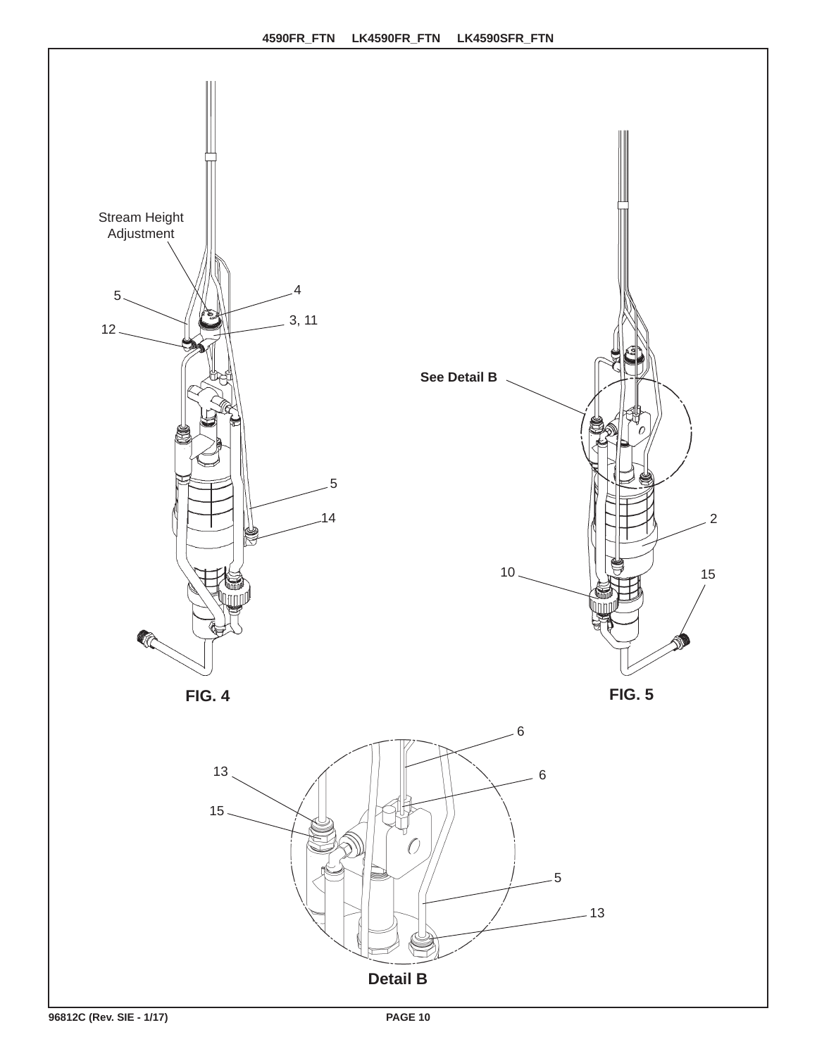Stream Height Adjustment

5

4

3, 11

12

5

14

**FIG. 4**

See Detail B

2

10

15

**FIG. 5**

6

13

6

15

5

13

**Detail B**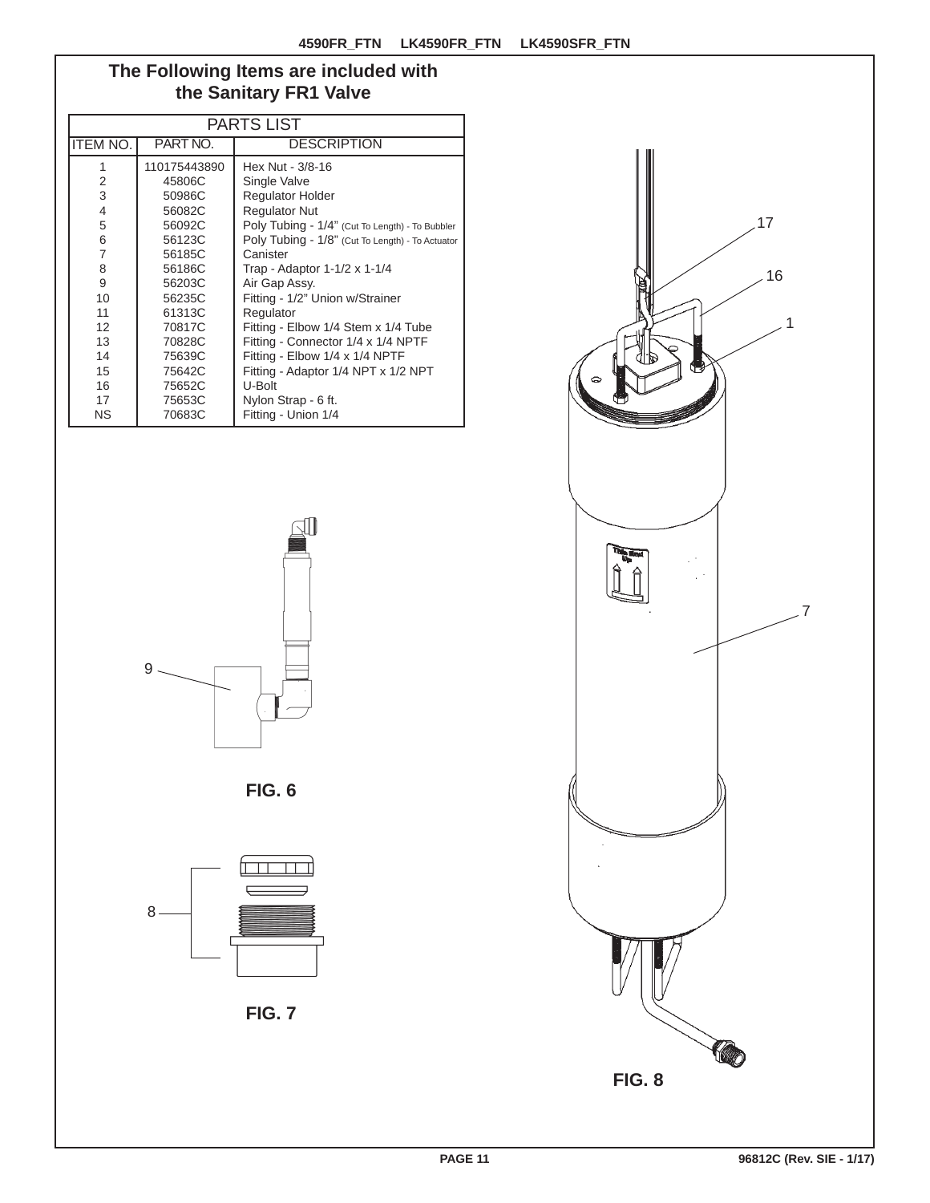## The Following Items are included with the Sanitary FR1 Valve

| PARTS LIST | | |
|---|---|---|
| ITEM NO. | PART NO. | DESCRIPTION |
| 1 | 110175443890 | Hex Nut - 3/8-16 |
| 2 | 45806C | Single Valve |
| 3 | 50986C | Regulator Holder |
| 4 | 56082C | Regulator Nut |
| 5 | 56092C | Poly Tubing - 1/4" (Cut To Length) - To Bubbler |
| 6 | 56123C | Poly Tubing - 1/8" (Cut To Length) - To Actuator |
| 7 | 56185C | Canister |
| 8 | 56186C | Trap - Adaptor 1-1/2 x 1-1/4 |
| 9 | 56203C | Air Gap Assy. |
| 10 | 56235C | Fitting - 1/2" Union w/Strainer |
| 11 | 61313C | Regulator |
| 12 | 70817C | Fitting - Elbow 1/4 Stem x 1/4 Tube |
| 13 | 70828C | Fitting - Connector 1/4 x 1/4 NPTF |
| 14 | 75639C | Fitting - Elbow 1/4 x 1/4 NPTF |
| 15 | 75642C | Fitting - Adaptor 1/4 NPT x 1/2 NPT |
| 16 | 75652C | U-Bolt |
| 17 | 75653C | Nylon Strap - 6 ft. |
| NS | 70683C | Fitting - Union 1/4 |

9

**FIG. 6**

8

**FIG. 7**

17
16
1
7

**FIG. 8**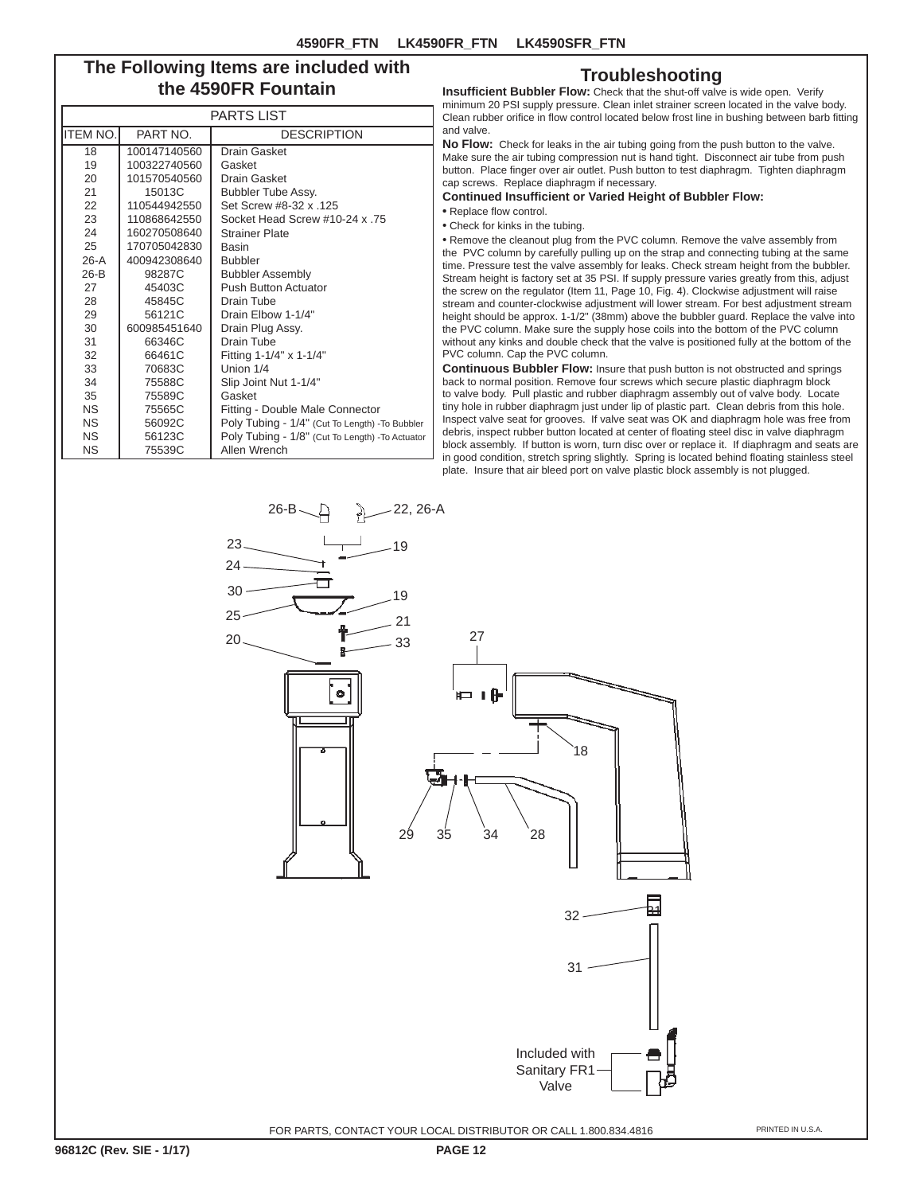## The Following Items are included with the 4590FR Fountain

| PARTS LIST | | |
|---|---|---|
| ITEM NO. | PART NO. | DESCRIPTION |
| 18 | 100147140560 | Drain Gasket |
| 19 | 100322740560 | Gasket |
| 20 | 101570540560 | Drain Gasket |
| 21 | 15013C | Bubbler Tube Assy. |
| 22 | 110544942550 | Set Screw #8-32 x .125 |
| 23 | 110868642550 | Socket Head Screw #10-24 x .75 |
| 24 | 160270508640 | Strainer Plate |
| 25 | 170705042830 | Basin |
| 26-A | 400942308640 | Bubbler |
| 26-B | 98287C | Bubbler Assembly |
| 27 | 45403C | Push Button Actuator |
| 28 | 45845C | Drain Tube |
| 29 | 56121C | Drain Elbow 1-1/4" |
| 30 | 600985451640 | Drain Plug Assy. |
| 31 | 66346C | Drain Tube |
| 32 | 66461C | Fitting 1-1/4" x 1-1/4" |
| 33 | 70683C | Union 1/4 |
| 34 | 75588C | Slip Joint Nut 1-1/4" |
| 35 | 75589C | Gasket |
| NS | 75565C | Fitting - Double Male Connector |
| NS | 56092C | Poly Tubing - 1/4" (Cut To Length) -To Bubbler |
| NS | 56123C | Poly Tubing - 1/8" (Cut To Length) -To Actuator |
| NS | 75539C | Allen Wrench |

## Troubleshooting

**Insufficient Bubbler Flow:** Check that the shut-off valve is wide open. Verify minimum 20 PSI supply pressure. Clean inlet strainer screen located in the valve body. Clean rubber orifice in flow control located below frost line in bushing between barb fitting and valve.

**No Flow:** Check for leaks in the air tubing going from the push button to the valve. Make sure the air tubing compression nut is hand tight. Disconnect air tube from push button. Place finger over air outlet. Push button to test diaphragm. Tighten diaphragm cap screws. Replace diaphragm if necessary.

**Continued Insufficient or Varied Height of Bubbler Flow:**

- Replace flow control.
- Check for kinks in the tubing.
- Remove the cleanout plug from the PVC column. Remove the valve assembly from the PVC column by carefully pulling up on the strap and connecting tubing at the same time. Pressure test the valve assembly for leaks. Check stream height from the bubbler. Stream height is factory set at 35 PSI. If supply pressure varies greatly from this, adjust the screw on the regulator (Item 11, Page 10, Fig. 4). Clockwise adjustment will raise stream and counter-clockwise adjustment will lower stream. For best adjustment stream height should be approx. 1-1/2" (38mm) above the bubbler guard. Replace the valve into the PVC column. Make sure the supply hose coils into the bottom of the PVC column without any kinks and double check that the valve is positioned fully at the bottom of the PVC column. Cap the PVC column.

**Continuous Bubbler Flow:** Insure that push button is not obstructed and springs back to normal position. Remove four screws which secure plastic diaphragm block to valve body. Pull plastic and rubber diaphragm assembly out of valve body. Locate tiny hole in rubber diaphragm just under lip of plastic part. Clean debris from this hole. Inspect valve seat for grooves. If valve seat was OK and diaphragm hole was free from debris, inspect rubber button located at center of floating steel disc in valve diaphragm block assembly. If button is worn, turn disc over or replace it. If diaphragm and seats are in good condition, stretch spring slightly. Spring is located behind floating stainless steel plate. Insure that air bleed port on valve plastic block assembly is not plugged.

26-B
22, 26-A
23
19
24
30
19
25
21
20
33
27
18
29
35
34
28
32
31
31
Included with Sanitary FR1 Valve

FOR PARTS, CONTACT YOUR LOCAL DISTRIBUTOR OR CALL 1.800.834.4816

PRINTED IN U.S.A.

96812C (Rev. SIE - 1/17)